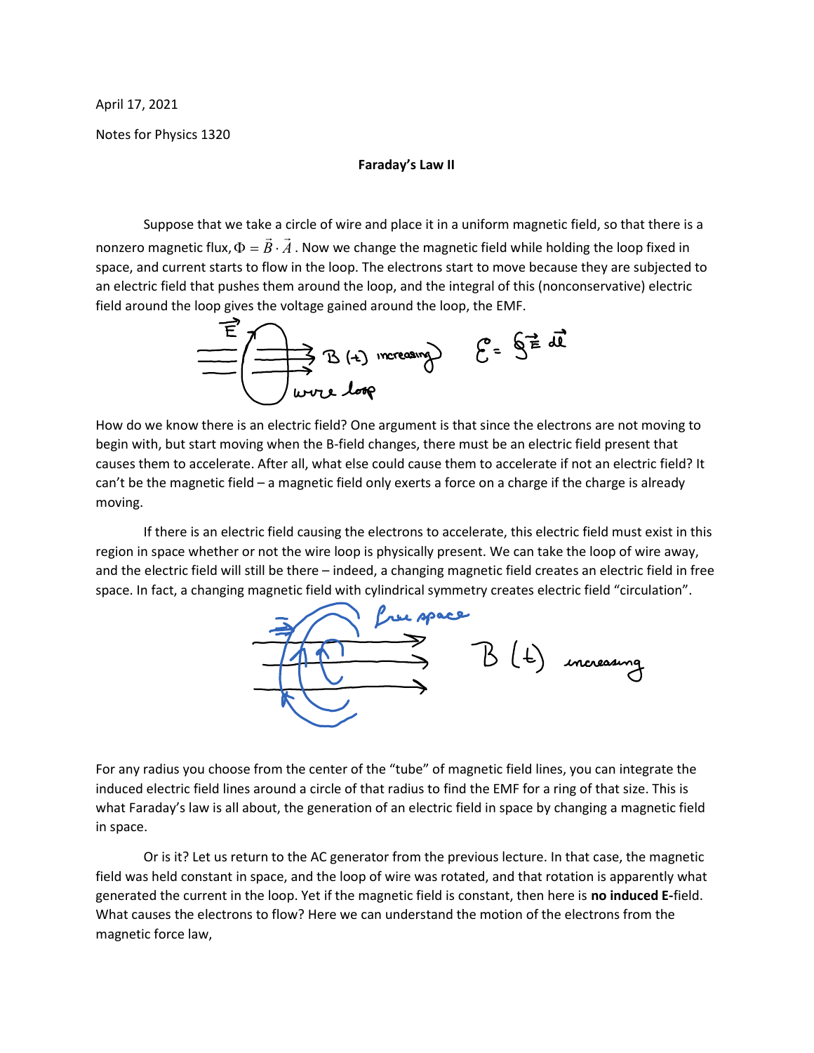April 17, 2021

Notes for Physics 1320

**Faraday's Law II**

Suppose that we take a circle of wire and place it in a uniform magnetic field, so that there is a nonzero magnetic flux, $\Phi = \vec{B} \cdot \vec{A}$. Now we change the magnetic field while holding the loop fixed in space, and current starts to flow in the loop. The electrons start to move because they are subjected to an electric field that pushes them around the loop, and the integral of this (nonconservative) electric field around the loop gives the voltage gained around the loop, the EMF.

$$\mathcal{E} = \oint \vec{E} \cdot d\vec{l}$$

How do we know there is an electric field? One argument is that since the electrons are not moving to begin with, but start moving when the B-field changes, there must be an electric field present that causes them to accelerate. After all, what else could cause them to accelerate if not an electric field? It can't be the magnetic field – a magnetic field only exerts a force on a charge if the charge is already moving.

If there is an electric field causing the electrons to accelerate, this electric field must exist in this region in space whether or not the wire loop is physically present. We can take the loop of wire away, and the electric field will still be there – indeed, a changing magnetic field creates an electric field in free space. In fact, a changing magnetic field with cylindrical symmetry creates electric field "circulation".

For any radius you choose from the center of the "tube" of magnetic field lines, you can integrate the induced electric field lines around a circle of that radius to find the EMF for a ring of that size. This is what Faraday's law is all about, the generation of an electric field in space by changing a magnetic field in space.

Or is it? Let us return to the AC generator from the previous lecture. In that case, the magnetic field was held constant in space, and the loop of wire was rotated, and that rotation is apparently what generated the current in the loop. Yet if the magnetic field is constant, then here is **no induced E-**field. What causes the electrons to flow? Here we can understand the motion of the electrons from the magnetic force law,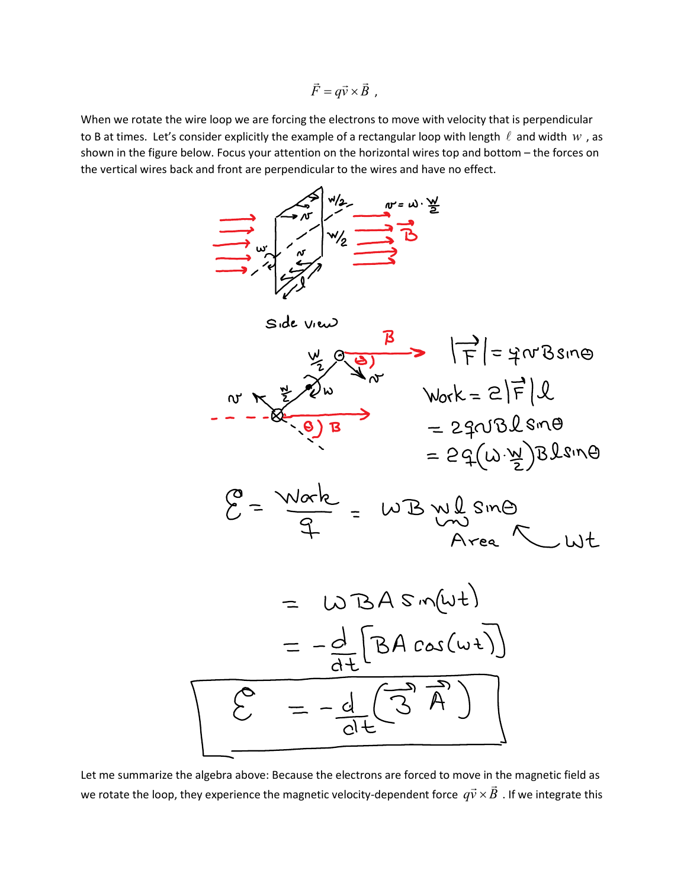$$\vec{F} = q\vec{v} \times \vec{B} \ ,$$

When we rotate the wire loop we are forcing the electrons to move with velocity that is perpendicular to B at times. Let's consider explicitly the example of a rectangular loop with length $\ell$ and width $w$, as shown in the figure below. Focus your attention on the horizontal wires top and bottom – the forces on the vertical wires back and front are perpendicular to the wires and have no effect.

$v = \omega \cdot \frac{w}{2}$

Side view

$$|\vec{F}| = qvB\sin\theta$$

$$\text{Work} = 2|\vec{F}|\ell$$

$$= 2qvB\ell\sin\theta$$

$$= 2q\left(\omega \cdot \frac{w}{2}\right)B\ell\sin\theta$$

$$\mathcal{E} = \frac{\text{Work}}{q} = \omega B \underbrace{w\ell}_{\text{Area}} \sin\theta \quad (\theta = \omega t)$$

$$= \omega B A \sin(\omega t)$$

$$= -\frac{d}{dt}\left[BA\cos(\omega t)\right]$$

$$\boxed{\mathcal{E} = -\frac{d}{dt}\left(\vec{B} \cdot \vec{A}\right)}$$

Let me summarize the algebra above: Because the electrons are forced to move in the magnetic field as we rotate the loop, they experience the magnetic velocity-dependent force $q\vec{v} \times \vec{B}$. If we integrate this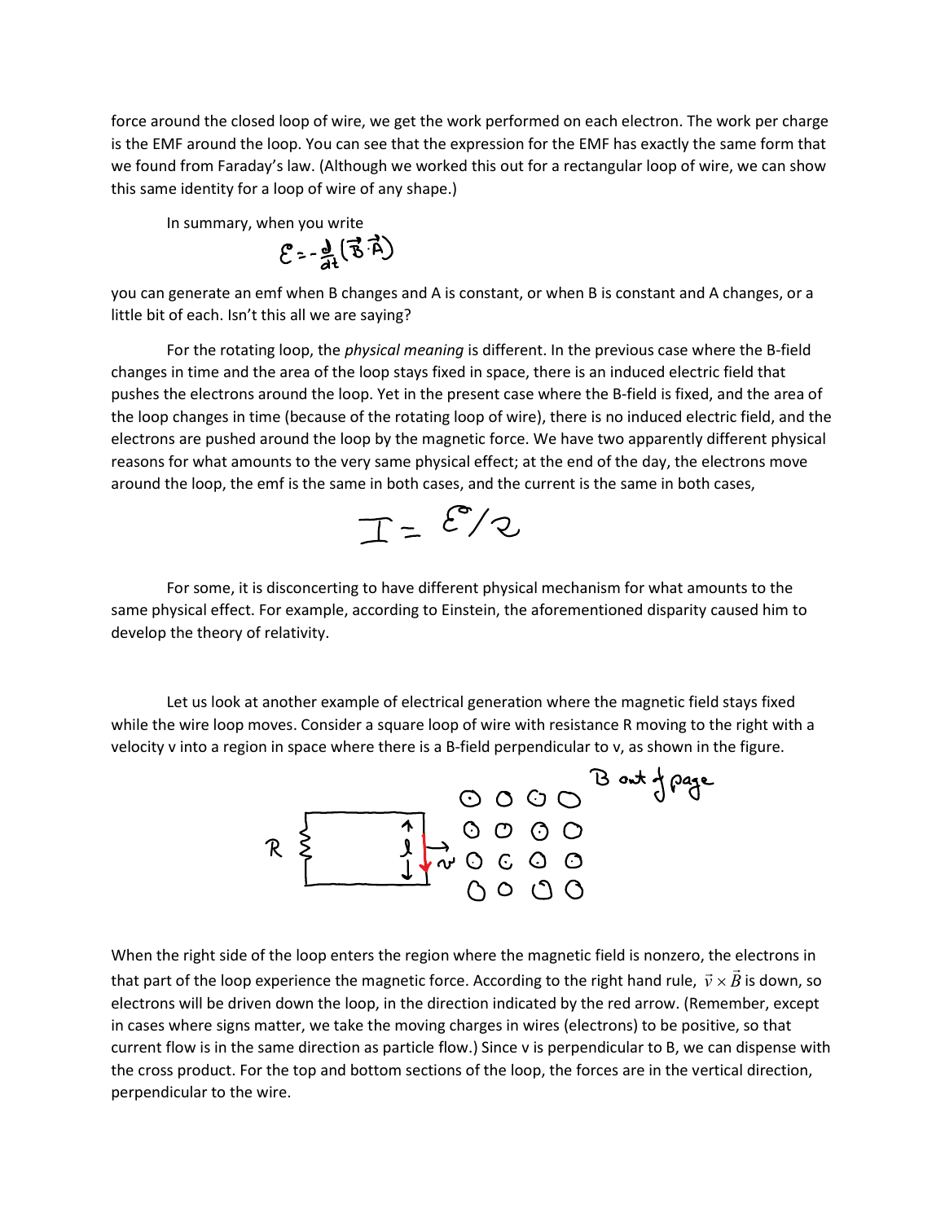force around the closed loop of wire, we get the work performed on each electron. The work per charge is the EMF around the loop. You can see that the expression for the EMF has exactly the same form that we found from Faraday's law. (Although we worked this out for a rectangular loop of wire, we can show this same identity for a loop of wire of any shape.)

In summary, when you write

$$\mathcal{E} = -\frac{d}{dt}(\vec{B}\cdot\vec{A})$$

you can generate an emf when B changes and A is constant, or when B is constant and A changes, or a little bit of each. Isn't this all we are saying?

For the rotating loop, the *physical meaning* is different. In the previous case where the B-field changes in time and the area of the loop stays fixed in space, there is an induced electric field that pushes the electrons around the loop. Yet in the present case where the B-field is fixed, and the area of the loop changes in time (because of the rotating loop of wire), there is no induced electric field, and the electrons are pushed around the loop by the magnetic force. We have two apparently different physical reasons for what amounts to the very same physical effect; at the end of the day, the electrons move around the loop, the emf is the same in both cases, and the current is the same in both cases,

$$I = \mathcal{E}/R$$

For some, it is disconcerting to have different physical mechanism for what amounts to the same physical effect. For example, according to Einstein, the aforementioned disparity caused him to develop the theory of relativity.

Let us look at another example of electrical generation where the magnetic field stays fixed while the wire loop moves. Consider a square loop of wire with resistance R moving to the right with a velocity v into a region in space where there is a B-field perpendicular to v, as shown in the figure.

When the right side of the loop enters the region where the magnetic field is nonzero, the electrons in that part of the loop experience the magnetic force. According to the right hand rule, $\vec{v}\times\vec{B}$ is down, so electrons will be driven down the loop, in the direction indicated by the red arrow. (Remember, except in cases where signs matter, we take the moving charges in wires (electrons) to be positive, so that current flow is in the same direction as particle flow.) Since v is perpendicular to B, we can dispense with the cross product. For the top and bottom sections of the loop, the forces are in the vertical direction, perpendicular to the wire.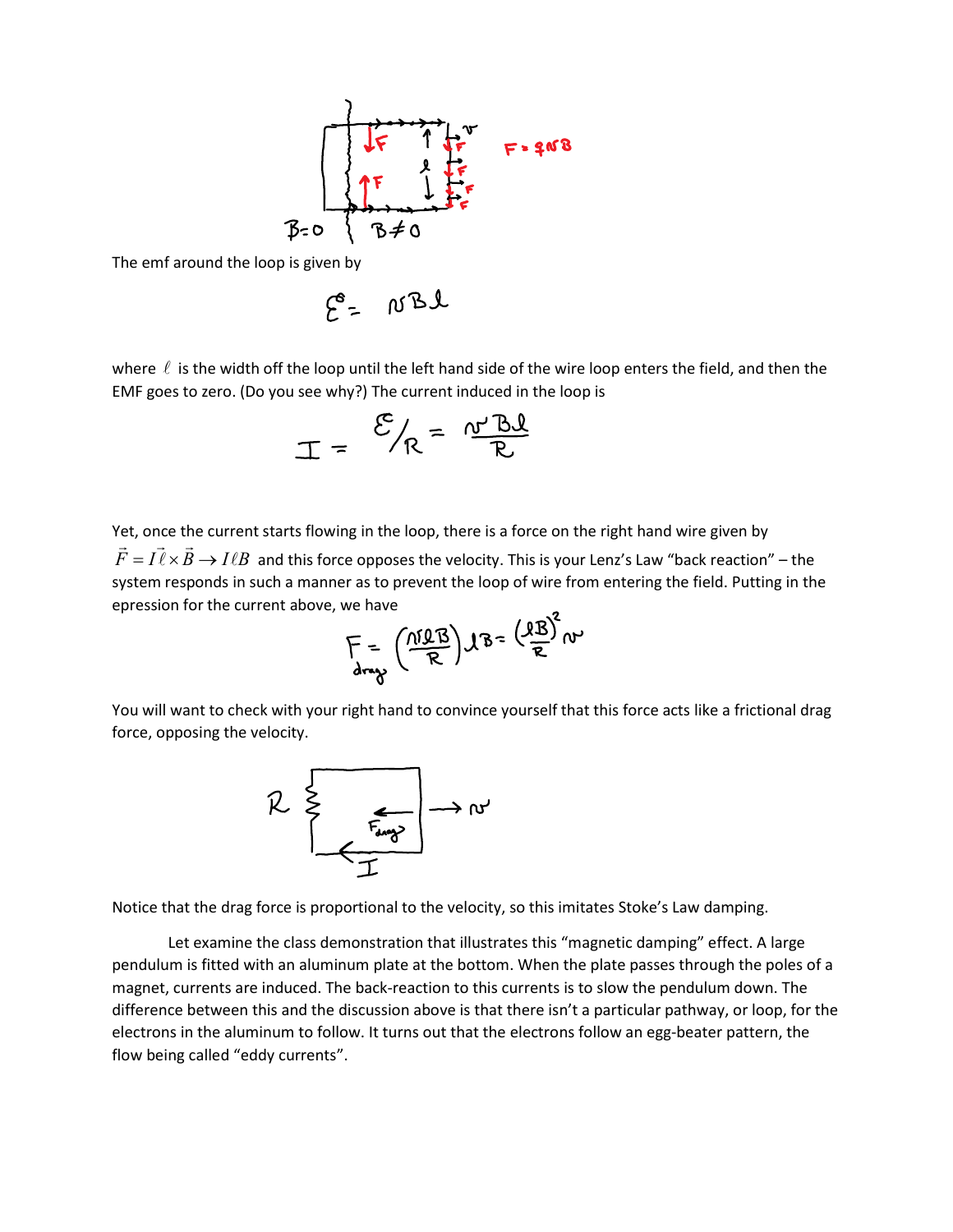The emf around the loop is given by

$$\mathcal{E} = vB\ell$$

where $\ell$ is the width off the loop until the left hand side of the wire loop enters the field, and then the EMF goes to zero. (Do you see why?) The current induced in the loop is

$$I = \mathcal{E}/R = \frac{vB\ell}{R}$$

Yet, once the current starts flowing in the loop, there is a force on the right hand wire given by $\vec{F} = I\vec{\ell} \times \vec{B} \to I\ell B$ and this force opposes the velocity. This is your Lenz's Law "back reaction" – the system responds in such a manner as to prevent the loop of wire from entering the field. Putting in the epression for the current above, we have

$$F_{drag} = \left(\frac{v\ell B}{R}\right)\ell B = \frac{(\ell B)^2}{R} v$$

You will want to check with your right hand to convince yourself that this force acts like a frictional drag force, opposing the velocity.

Notice that the drag force is proportional to the velocity, so this imitates Stoke's Law damping.

Let examine the class demonstration that illustrates this "magnetic damping" effect. A large pendulum is fitted with an aluminum plate at the bottom. When the plate passes through the poles of a magnet, currents are induced. The back-reaction to this currents is to slow the pendulum down. The difference between this and the discussion above is that there isn't a particular pathway, or loop, for the electrons in the aluminum to follow. It turns out that the electrons follow an egg-beater pattern, the flow being called "eddy currents".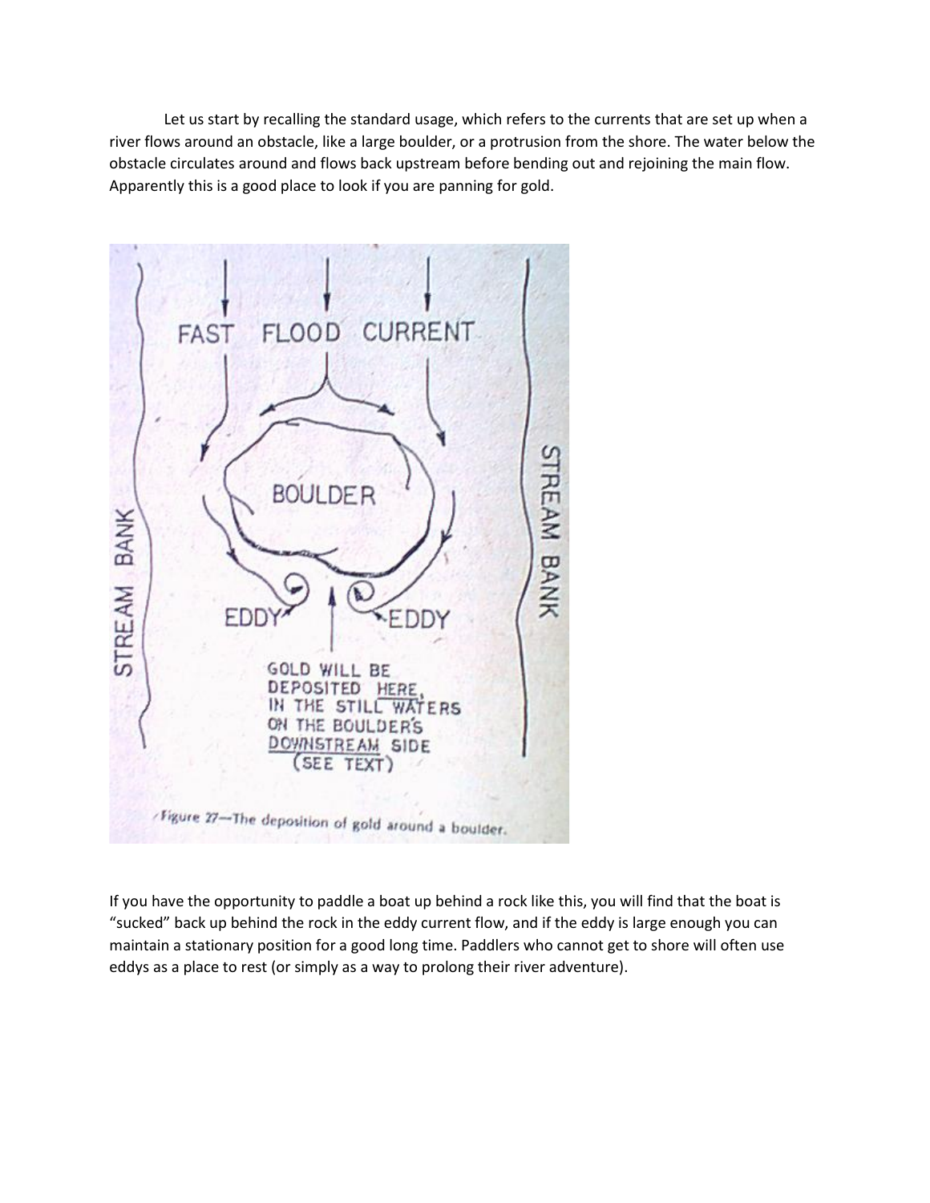Let us start by recalling the standard usage, which refers to the currents that are set up when a river flows around an obstacle, like a large boulder, or a protrusion from the shore. The water below the obstacle circulates around and flows back upstream before bending out and rejoining the main flow. Apparently this is a good place to look if you are panning for gold.

Figure 27—The deposition of gold around a boulder.

If you have the opportunity to paddle a boat up behind a rock like this, you will find that the boat is "sucked" back up behind the rock in the eddy current flow, and if the eddy is large enough you can maintain a stationary position for a good long time. Paddlers who cannot get to shore will often use eddys as a place to rest (or simply as a way to prolong their river adventure).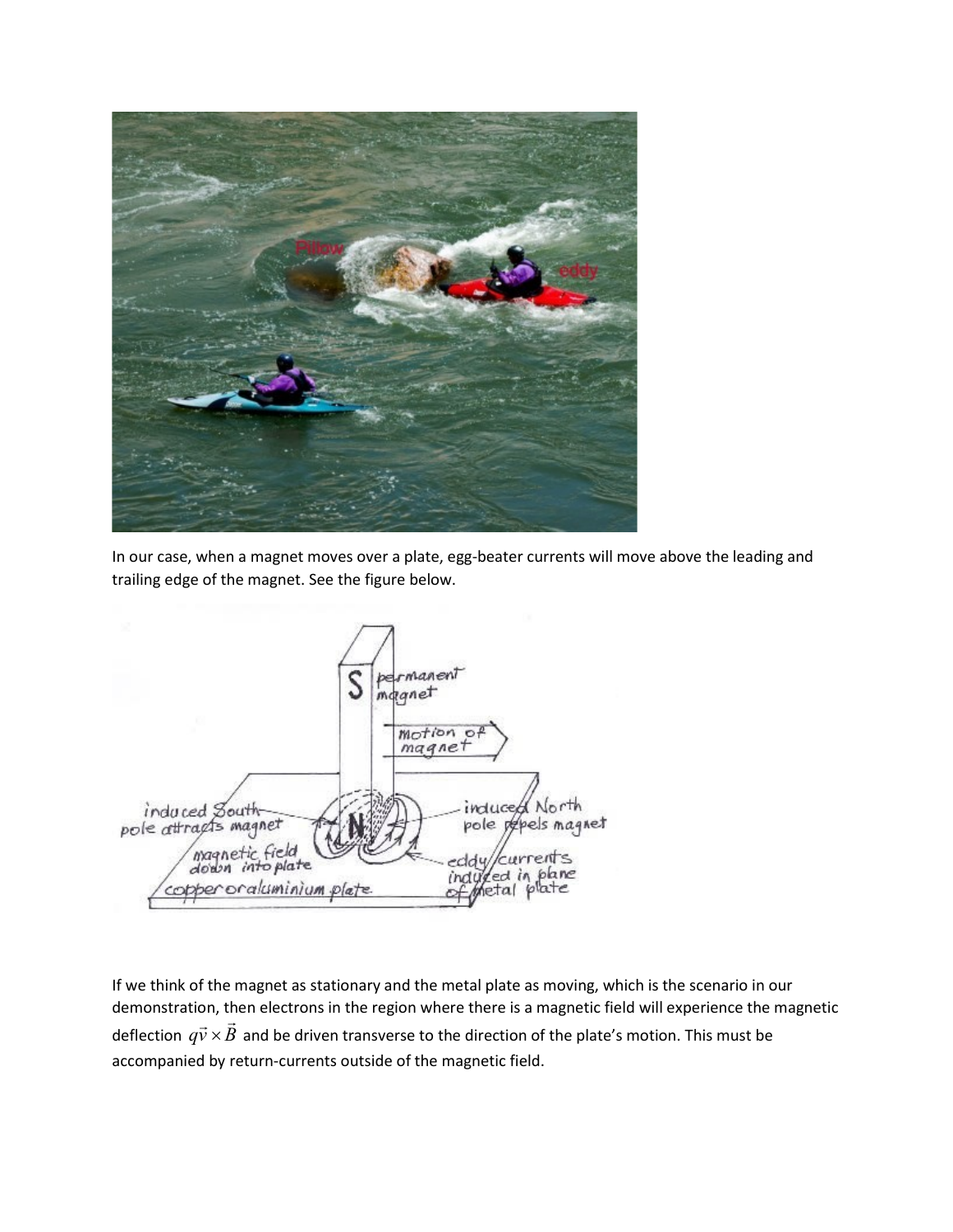In our case, when a magnet moves over a plate, egg-beater currents will move above the leading and trailing edge of the magnet. See the figure below.

If we think of the magnet as stationary and the metal plate as moving, which is the scenario in our demonstration, then electrons in the region where there is a magnetic field will experience the magnetic deflection $q\vec{v} \times \vec{B}$ and be driven transverse to the direction of the plate's motion. This must be accompanied by return-currents outside of the magnetic field.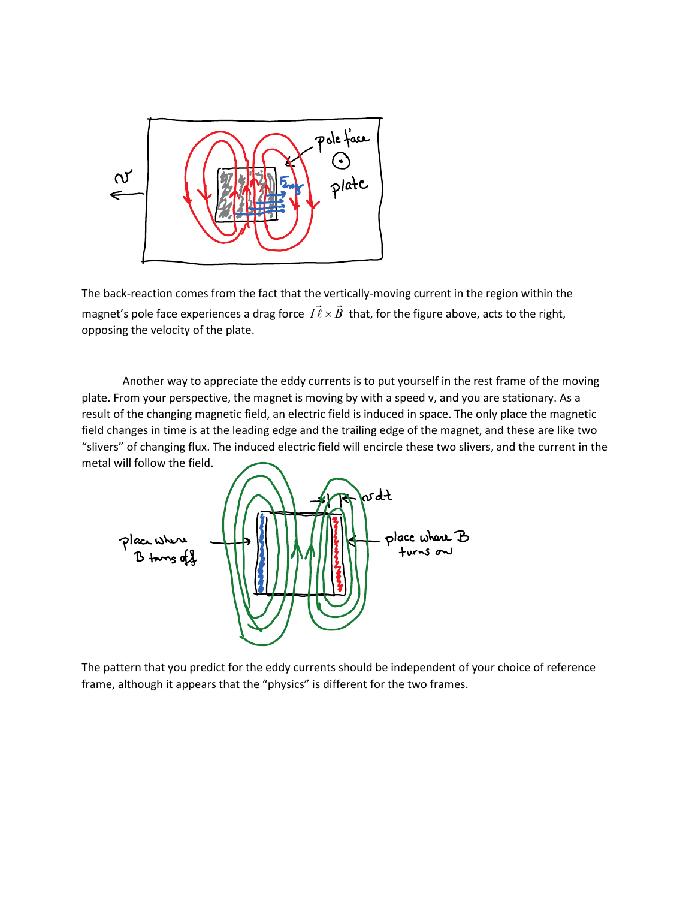v

pole face

plate

$F_{mag}$

The back-reaction comes from the fact that the vertically-moving current in the region within the magnet's pole face experiences a drag force $I\vec{\ell} \times \vec{B}$ that, for the figure above, acts to the right, opposing the velocity of the plate.

Another way to appreciate the eddy currents is to put yourself in the rest frame of the moving plate. From your perspective, the magnet is moving by with a speed v, and you are stationary. As a result of the changing magnetic field, an electric field is induced in space. The only place the magnetic field changes in time is at the leading edge and the trailing edge of the magnet, and these are like two "slivers" of changing flux. The induced electric field will encircle these two slivers, and the current in the metal will follow the field.

$v\,dt$

place where B turns off

place where B turns on

The pattern that you predict for the eddy currents should be independent of your choice of reference frame, although it appears that the "physics" is different for the two frames.